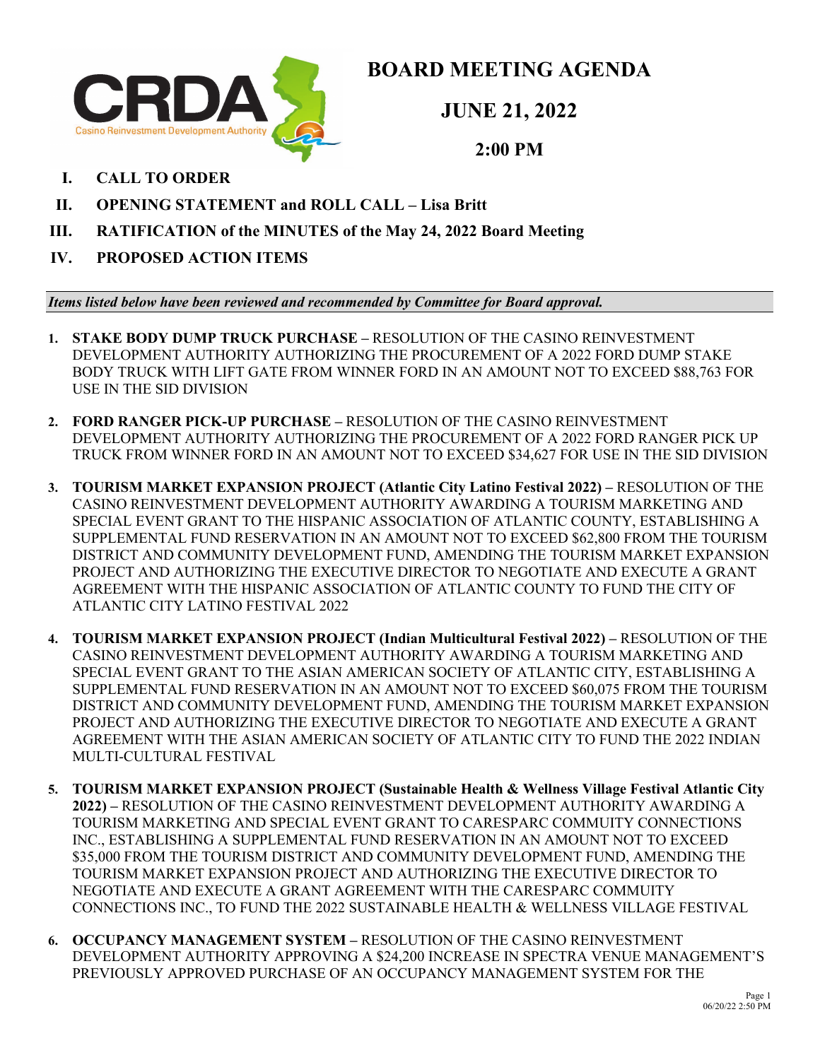# BOARD MEETING AGENDA

## JUNE 21, 2022

## 2:00 PM

**I. CALL TO ORDER**

**II. OPENING STATEMENT and ROLL CALL – Lisa Britt**

**III. RATIFICATION of the MINUTES of the May 24, 2022 Board Meeting**

**IV. PROPOSED ACTION ITEMS**

***Items listed below have been reviewed and recommended by Committee for Board approval.***

1. **STAKE BODY DUMP TRUCK PURCHASE –** RESOLUTION OF THE CASINO REINVESTMENT DEVELOPMENT AUTHORITY AUTHORIZING THE PROCUREMENT OF A 2022 FORD DUMP STAKE BODY TRUCK WITH LIFT GATE FROM WINNER FORD IN AN AMOUNT NOT TO EXCEED $88,763 FOR USE IN THE SID DIVISION

2. **FORD RANGER PICK-UP PURCHASE –** RESOLUTION OF THE CASINO REINVESTMENT DEVELOPMENT AUTHORITY AUTHORIZING THE PROCUREMENT OF A 2022 FORD RANGER PICK UP TRUCK FROM WINNER FORD IN AN AMOUNT NOT TO EXCEED $34,627 FOR USE IN THE SID DIVISION

3. **TOURISM MARKET EXPANSION PROJECT (Atlantic City Latino Festival 2022) –** RESOLUTION OF THE CASINO REINVESTMENT DEVELOPMENT AUTHORITY AWARDING A TOURISM MARKETING AND SPECIAL EVENT GRANT TO THE HISPANIC ASSOCIATION OF ATLANTIC COUNTY, ESTABLISHING A SUPPLEMENTAL FUND RESERVATION IN AN AMOUNT NOT TO EXCEED $62,800 FROM THE TOURISM DISTRICT AND COMMUNITY DEVELOPMENT FUND, AMENDING THE TOURISM MARKET EXPANSION PROJECT AND AUTHORIZING THE EXECUTIVE DIRECTOR TO NEGOTIATE AND EXECUTE A GRANT AGREEMENT WITH THE HISPANIC ASSOCIATION OF ATLANTIC COUNTY TO FUND THE CITY OF ATLANTIC CITY LATINO FESTIVAL 2022

4. **TOURISM MARKET EXPANSION PROJECT (Indian Multicultural Festival 2022) –** RESOLUTION OF THE CASINO REINVESTMENT DEVELOPMENT AUTHORITY AWARDING A TOURISM MARKETING AND SPECIAL EVENT GRANT TO THE ASIAN AMERICAN SOCIETY OF ATLANTIC CITY, ESTABLISHING A SUPPLEMENTAL FUND RESERVATION IN AN AMOUNT NOT TO EXCEED $60,075 FROM THE TOURISM DISTRICT AND COMMUNITY DEVELOPMENT FUND, AMENDING THE TOURISM MARKET EXPANSION PROJECT AND AUTHORIZING THE EXECUTIVE DIRECTOR TO NEGOTIATE AND EXECUTE A GRANT AGREEMENT WITH THE ASIAN AMERICAN SOCIETY OF ATLANTIC CITY TO FUND THE 2022 INDIAN MULTI-CULTURAL FESTIVAL

5. **TOURISM MARKET EXPANSION PROJECT (Sustainable Health & Wellness Village Festival Atlantic City 2022) –** RESOLUTION OF THE CASINO REINVESTMENT DEVELOPMENT AUTHORITY AWARDING A TOURISM MARKETING AND SPECIAL EVENT GRANT TO CARESPARC COMMUITY CONNECTIONS INC., ESTABLISHING A SUPPLEMENTAL FUND RESERVATION IN AN AMOUNT NOT TO EXCEED $35,000 FROM THE TOURISM DISTRICT AND COMMUNITY DEVELOPMENT FUND, AMENDING THE TOURISM MARKET EXPANSION PROJECT AND AUTHORIZING THE EXECUTIVE DIRECTOR TO NEGOTIATE AND EXECUTE A GRANT AGREEMENT WITH THE CARESPARC COMMUITY CONNECTIONS INC., TO FUND THE 2022 SUSTAINABLE HEALTH & WELLNESS VILLAGE FESTIVAL

6. **OCCUPANCY MANAGEMENT SYSTEM –** RESOLUTION OF THE CASINO REINVESTMENT DEVELOPMENT AUTHORITY APPROVING A $24,200 INCREASE IN SPECTRA VENUE MANAGEMENT'S PREVIOUSLY APPROVED PURCHASE OF AN OCCUPANCY MANAGEMENT SYSTEM FOR THE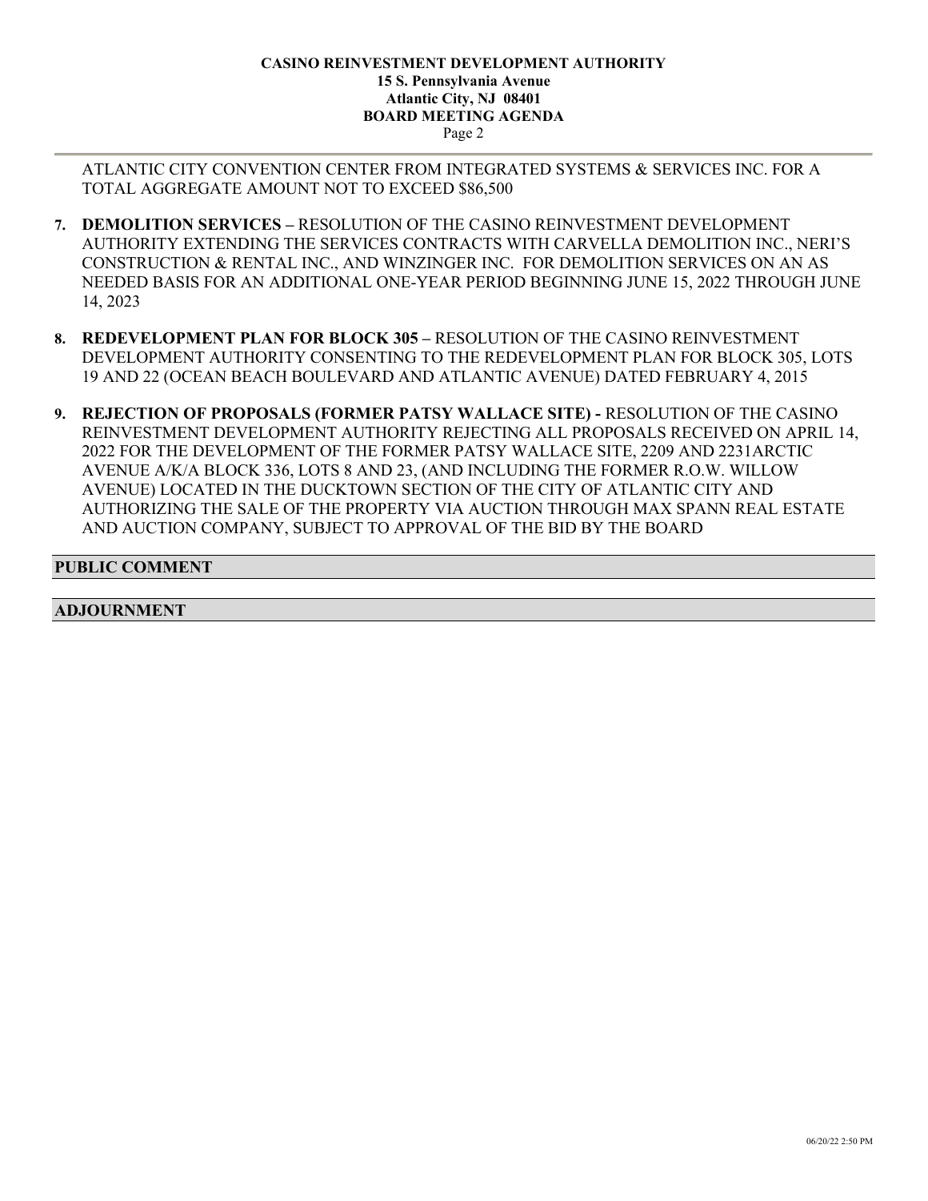ATLANTIC CITY CONVENTION CENTER FROM INTEGRATED SYSTEMS & SERVICES INC. FOR A TOTAL AGGREGATE AMOUNT NOT TO EXCEED $86,500

7. **DEMOLITION SERVICES –** RESOLUTION OF THE CASINO REINVESTMENT DEVELOPMENT AUTHORITY EXTENDING THE SERVICES CONTRACTS WITH CARVELLA DEMOLITION INC., NERI'S CONSTRUCTION & RENTAL INC., AND WINZINGER INC. FOR DEMOLITION SERVICES ON AN AS NEEDED BASIS FOR AN ADDITIONAL ONE-YEAR PERIOD BEGINNING JUNE 15, 2022 THROUGH JUNE 14, 2023

8. **REDEVELOPMENT PLAN FOR BLOCK 305 –** RESOLUTION OF THE CASINO REINVESTMENT DEVELOPMENT AUTHORITY CONSENTING TO THE REDEVELOPMENT PLAN FOR BLOCK 305, LOTS 19 AND 22 (OCEAN BEACH BOULEVARD AND ATLANTIC AVENUE) DATED FEBRUARY 4, 2015

9. **REJECTION OF PROPOSALS (FORMER PATSY WALLACE SITE) -** RESOLUTION OF THE CASINO REINVESTMENT DEVELOPMENT AUTHORITY REJECTING ALL PROPOSALS RECEIVED ON APRIL 14, 2022 FOR THE DEVELOPMENT OF THE FORMER PATSY WALLACE SITE, 2209 AND 2231ARCTIC AVENUE A/K/A BLOCK 336, LOTS 8 AND 23, (AND INCLUDING THE FORMER R.O.W. WILLOW AVENUE) LOCATED IN THE DUCKTOWN SECTION OF THE CITY OF ATLANTIC CITY AND AUTHORIZING THE SALE OF THE PROPERTY VIA AUCTION THROUGH MAX SPANN REAL ESTATE AND AUCTION COMPANY, SUBJECT TO APPROVAL OF THE BID BY THE BOARD

## PUBLIC COMMENT

## ADJOURNMENT

06/20/22 2:50 PM